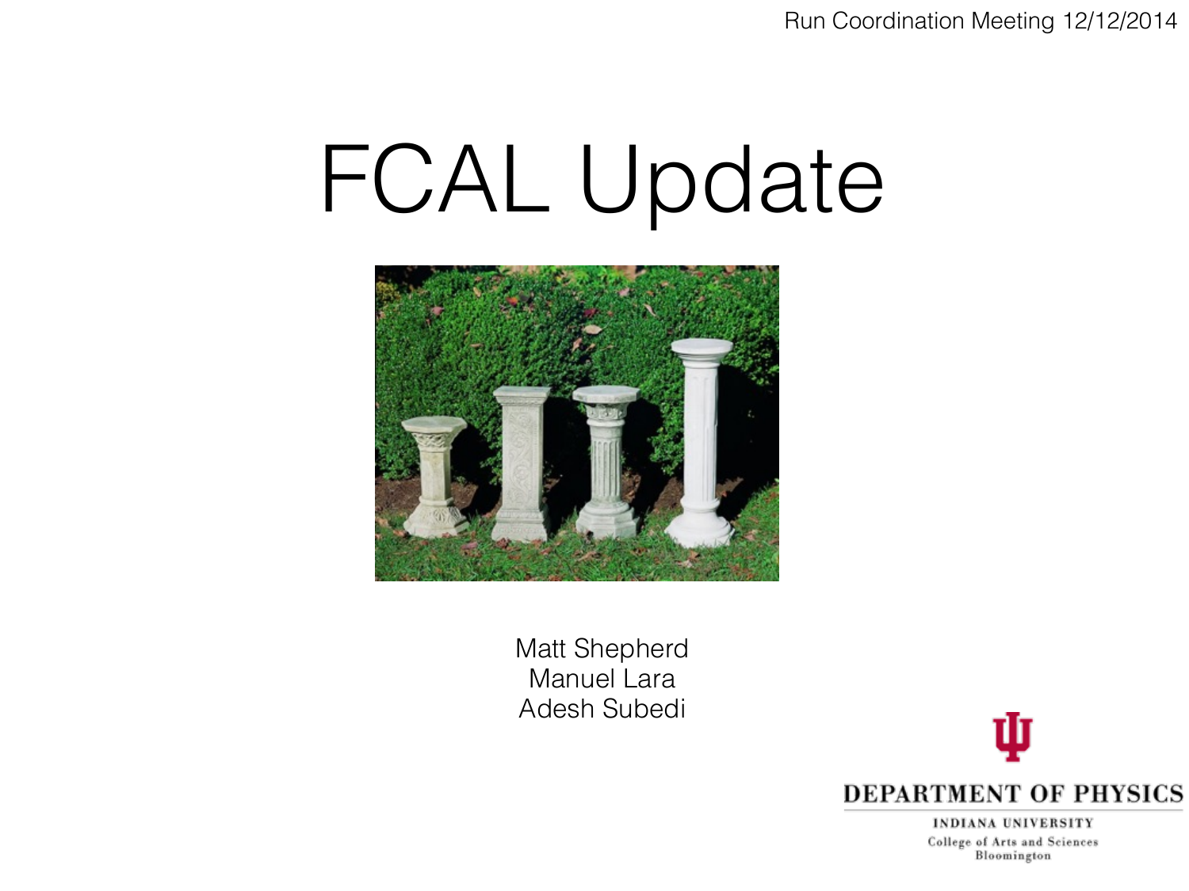Run Coordination Meeting 12/12/2014

# FCAL Update

Matt Shepherd
Manuel Lara
Adesh Subedi

DEPARTMENT OF PHYSICS
INDIANA UNIVERSITY
College of Arts and Sciences
Bloomington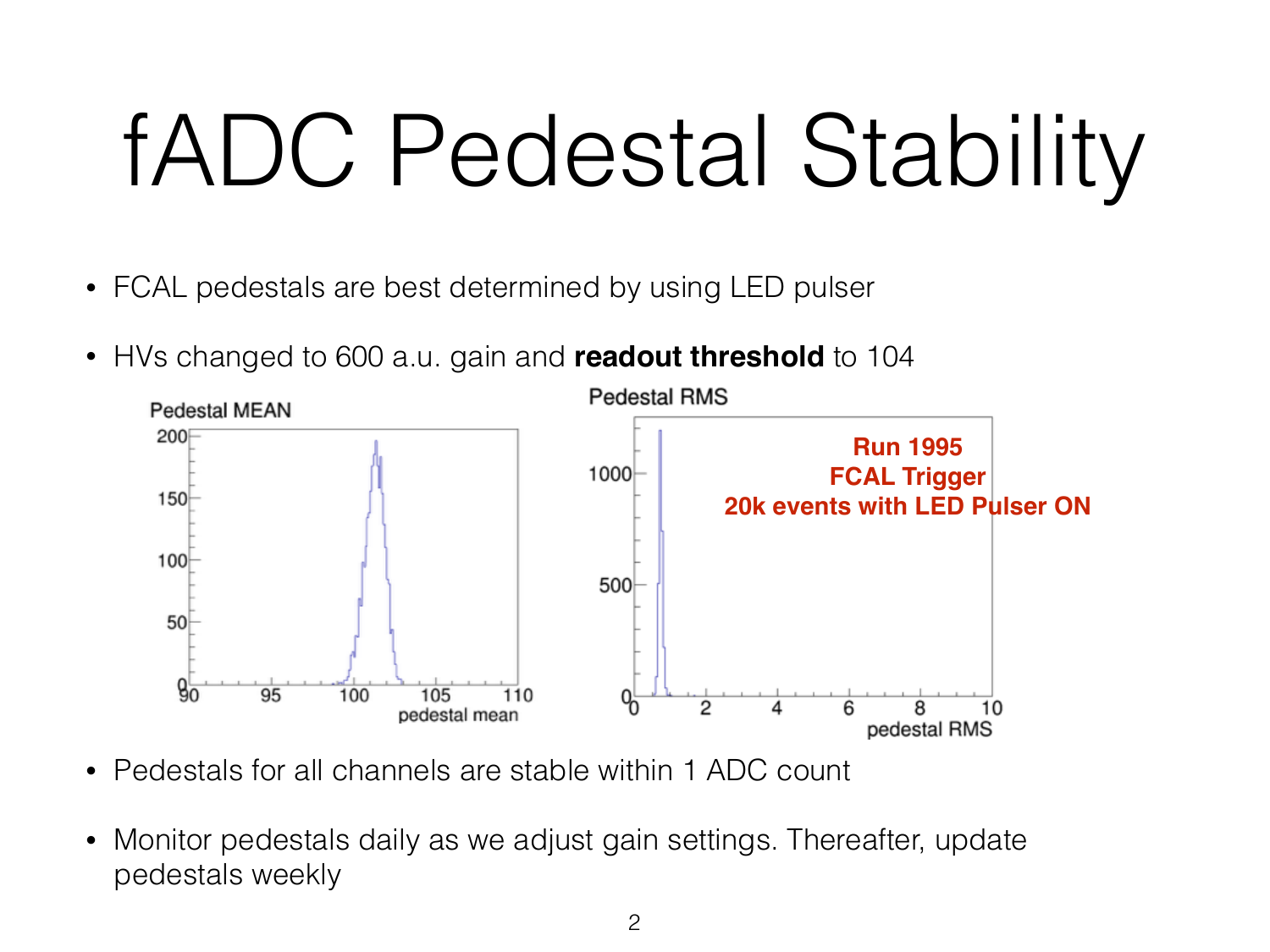# fADC Pedestal Stability

- FCAL pedestals are best determined by using LED pulser
- HVs changed to 600 a.u. gain and **readout threshold** to 104

Pedestal MEAN

Pedestal RMS

**Run 1995**
**FCAL Trigger**
**20k events with LED Pulser ON**

- Pedestals for all channels are stable within 1 ADC count
- Monitor pedestals daily as we adjust gain settings. Thereafter, update pedestals weekly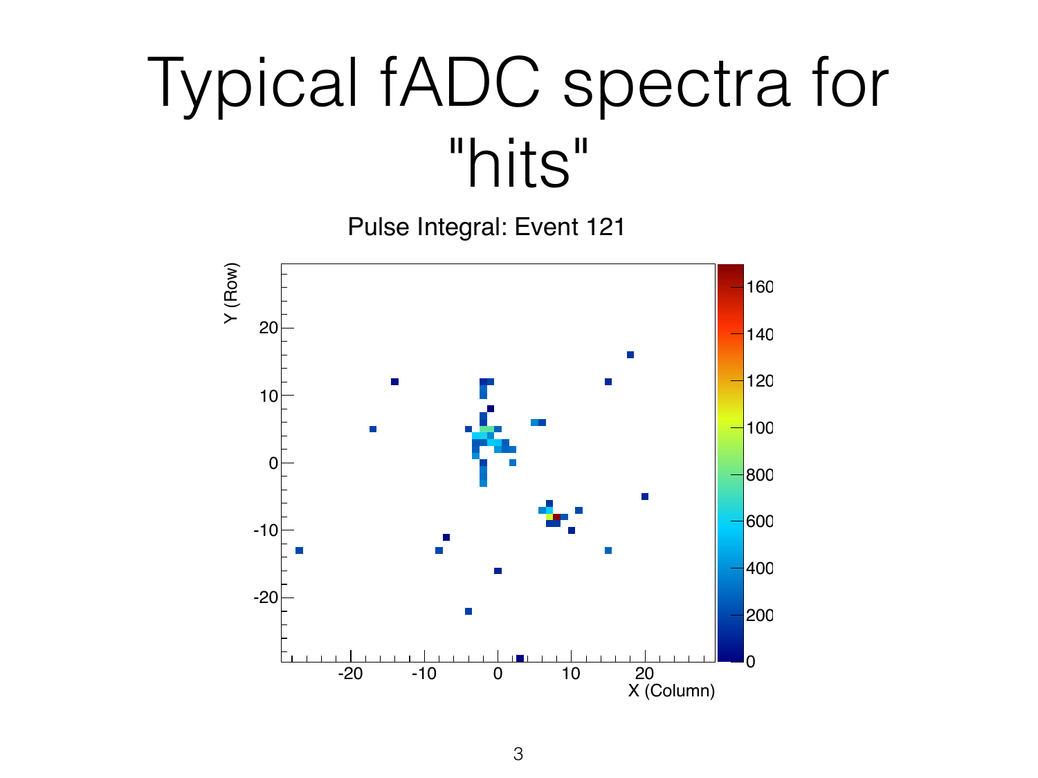# Typical fADC spectra for "hits"

Pulse Integral: Event 121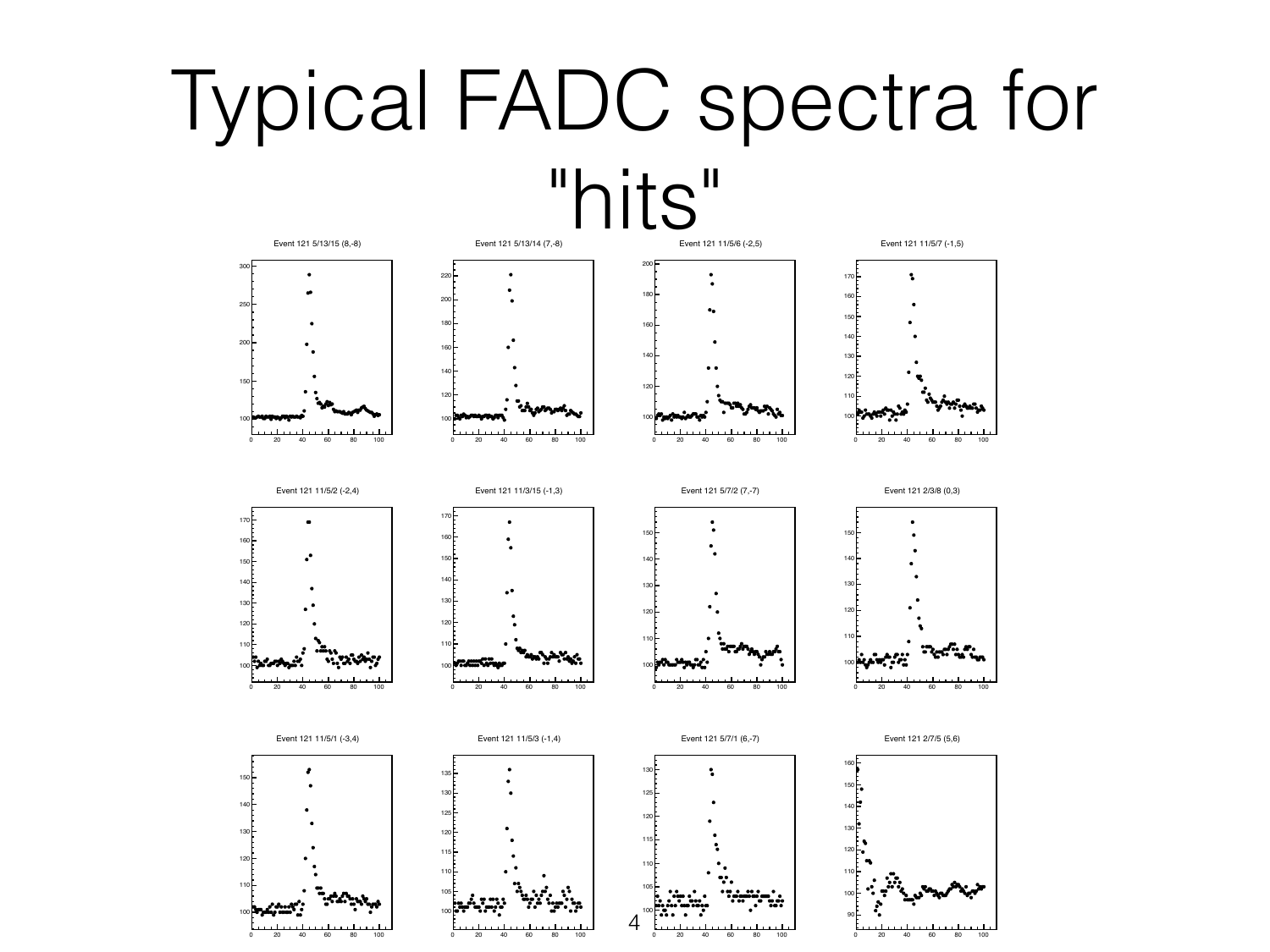# Typical FADC spectra for "hits"

Event 121 5/13/15 (8,-8)

Event 121 5/13/14 (7,-8)

Event 121 11/5/6 (-2,5)

Event 121 11/5/7 (-1,5)

Event 121 11/5/2 (-2,4)

Event 121 11/3/15 (-1,3)

Event 121 5/7/2 (7,-7)

Event 121 2/3/8 (0,3)

Event 121 11/5/1 (-3,4)

Event 121 11/5/3 (-1,4)

Event 121 5/7/1 (6,-7)

Event 121 2/7/5 (5,6)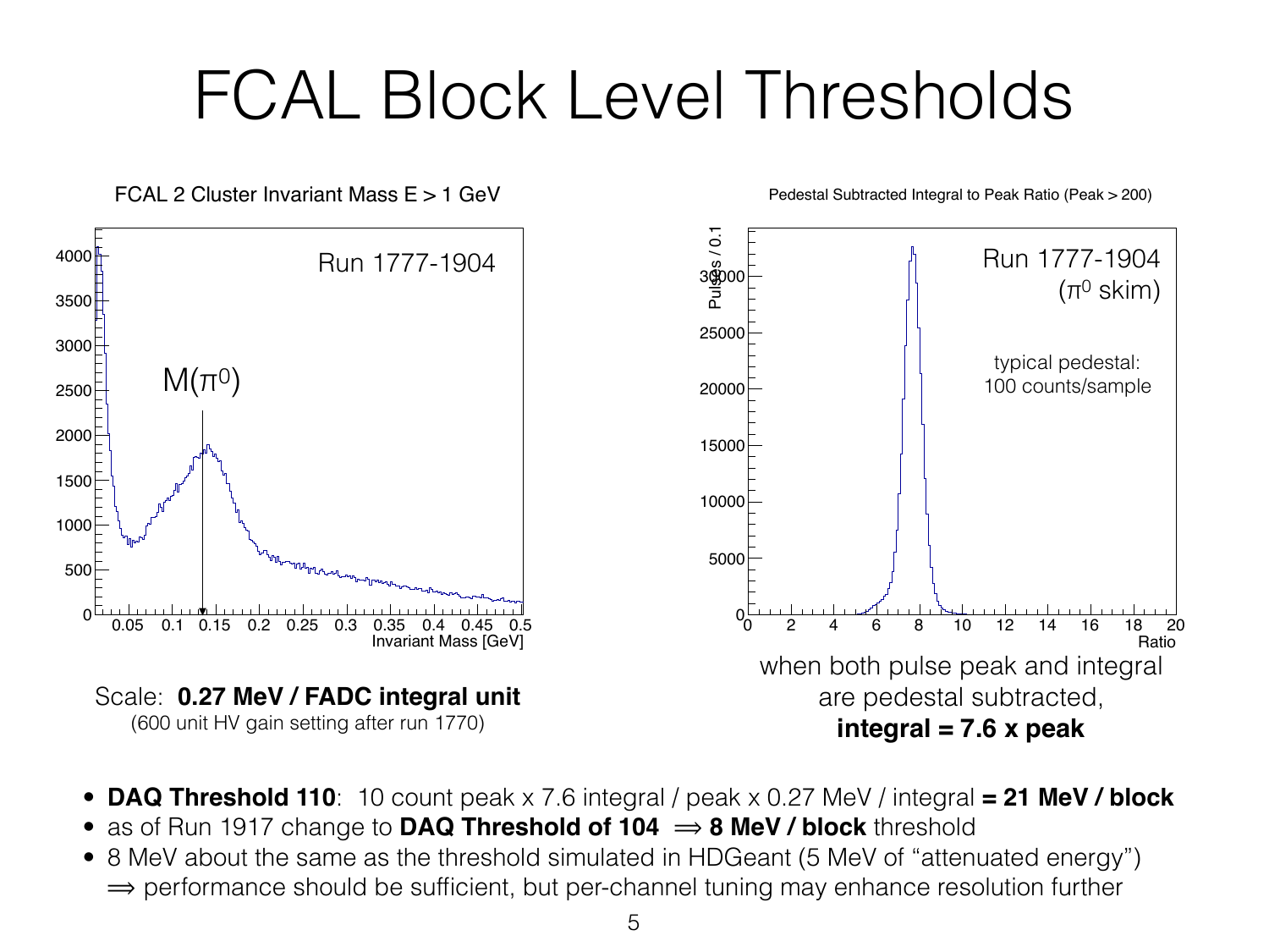# FCAL Block Level Thresholds

FCAL 2 Cluster Invariant Mass E > 1 GeV

Run 1777-1904

$M(\pi^0)$

Invariant Mass [GeV]

0, 500, 1000, 1500, 2000, 2500, 3000, 3500, 4000

0.05, 0.1, 0.15, 0.2, 0.25, 0.3, 0.35, 0.4, 0.45, 0.5

Scale: **0.27 MeV / FADC integral unit**

(600 unit HV gain setting after run 1770)

Pedestal Subtracted Integral to Peak Ratio (Peak > 200)

Pulses / 0.1

Run 1777-1904

($\pi^0$ skim)

typical pedestal:
100 counts/sample

Ratio

0, 5000, 10000, 15000, 20000, 25000, 30000

0, 2, 4, 6, 8, 10, 12, 14, 16, 18, 20

when both pulse peak and integral are pedestal subtracted,

**integral = 7.6 x peak**

- **DAQ Threshold 110**: 10 count peak x 7.6 integral / peak x 0.27 MeV / integral **= 21 MeV / block**
- as of Run 1917 change to **DAQ Threshold of 104** $\Longrightarrow$ **8 MeV / block** threshold
- 8 MeV about the same as the threshold simulated in HDGeant (5 MeV of "attenuated energy")
  $\Longrightarrow$ performance should be sufficient, but per-channel tuning may enhance resolution further